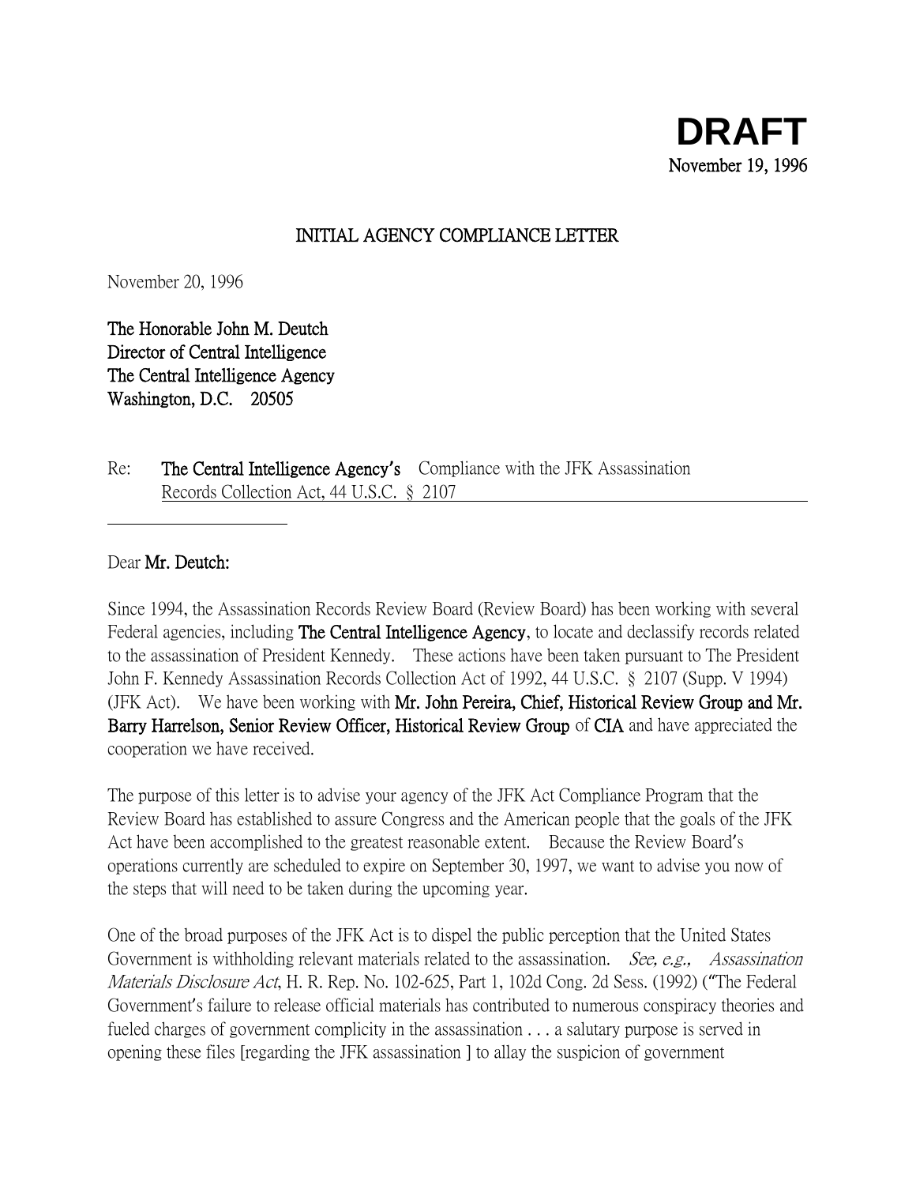**DRAFT**
November 19, 1996

## INITIAL AGENCY COMPLIANCE LETTER

November 20, 1996

**The Honorable John M. Deutch**
**Director of Central Intelligence**
**The Central Intelligence Agency**
**Washington, D.C. 20505**

Re: **The Central Intelligence Agency's** Compliance with the JFK Assassination Records Collection Act, 44 U.S.C. § 2107

---

Dear **Mr. Deutch:**

Since 1994, the Assassination Records Review Board (Review Board) has been working with several Federal agencies, including **The Central Intelligence Agency**, to locate and declassify records related to the assassination of President Kennedy. These actions have been taken pursuant to The President John F. Kennedy Assassination Records Collection Act of 1992, 44 U.S.C. § 2107 (Supp. V 1994) (JFK Act). We have been working with **Mr. John Pereira, Chief, Historical Review Group and Mr. Barry Harrelson, Senior Review Officer, Historical Review Group** of **CIA** and have appreciated the cooperation we have received.

The purpose of this letter is to advise your agency of the JFK Act Compliance Program that the Review Board has established to assure Congress and the American people that the goals of the JFK Act have been accomplished to the greatest reasonable extent. Because the Review Board's operations currently are scheduled to expire on September 30, 1997, we want to advise you now of the steps that will need to be taken during the upcoming year.

One of the broad purposes of the JFK Act is to dispel the public perception that the United States Government is withholding relevant materials related to the assassination. *See, e.g., Assassination Materials Disclosure Act*, H. R. Rep. No. 102-625, Part 1, 102d Cong. 2d Sess. (1992) ("The Federal Government's failure to release official materials has contributed to numerous conspiracy theories and fueled charges of government complicity in the assassination . . . a salutary purpose is served in opening these files [regarding the JFK assassination ] to allay the suspicion of government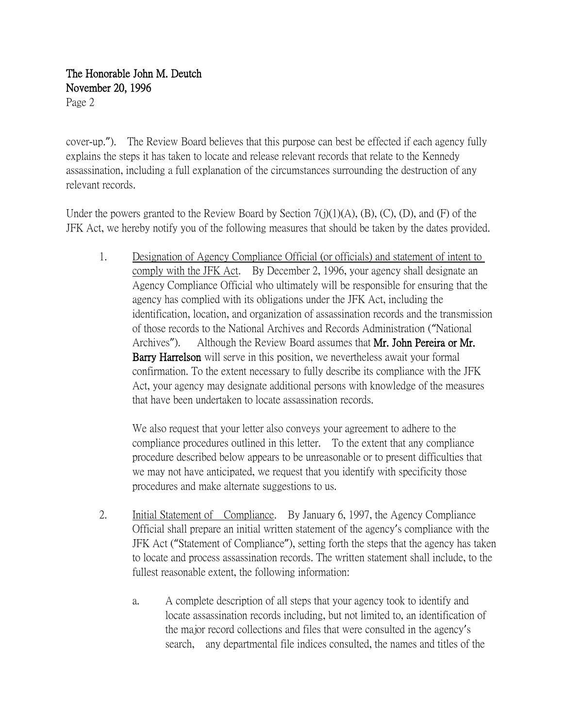cover-up."). The Review Board believes that this purpose can best be effected if each agency fully explains the steps it has taken to locate and release relevant records that relate to the Kennedy assassination, including a full explanation of the circumstances surrounding the destruction of any relevant records.

Under the powers granted to the Review Board by Section 7(j)(1)(A), (B), (C), (D), and (F) of the JFK Act, we hereby notify you of the following measures that should be taken by the dates provided.

1. Designation of Agency Compliance Official (or officials) and statement of intent to comply with the JFK Act. By December 2, 1996, your agency shall designate an Agency Compliance Official who ultimately will be responsible for ensuring that the agency has complied with its obligations under the JFK Act, including the identification, location, and organization of assassination records and the transmission of those records to the National Archives and Records Administration ("National Archives"). Although the Review Board assumes that **Mr. John Pereira or Mr. Barry Harrelson** will serve in this position, we nevertheless await your formal confirmation. To the extent necessary to fully describe its compliance with the JFK Act, your agency may designate additional persons with knowledge of the measures that have been undertaken to locate assassination records.

   We also request that your letter also conveys your agreement to adhere to the compliance procedures outlined in this letter. To the extent that any compliance procedure described below appears to be unreasonable or to present difficulties that we may not have anticipated, we request that you identify with specificity those procedures and make alternate suggestions to us.

2. Initial Statement of Compliance. By January 6, 1997, the Agency Compliance Official shall prepare an initial written statement of the agency's compliance with the JFK Act ("Statement of Compliance"), setting forth the steps that the agency has taken to locate and process assassination records. The written statement shall include, to the fullest reasonable extent, the following information:

   a. A complete description of all steps that your agency took to identify and locate assassination records including, but not limited to, an identification of the major record collections and files that were consulted in the agency's search, any departmental file indices consulted, the names and titles of the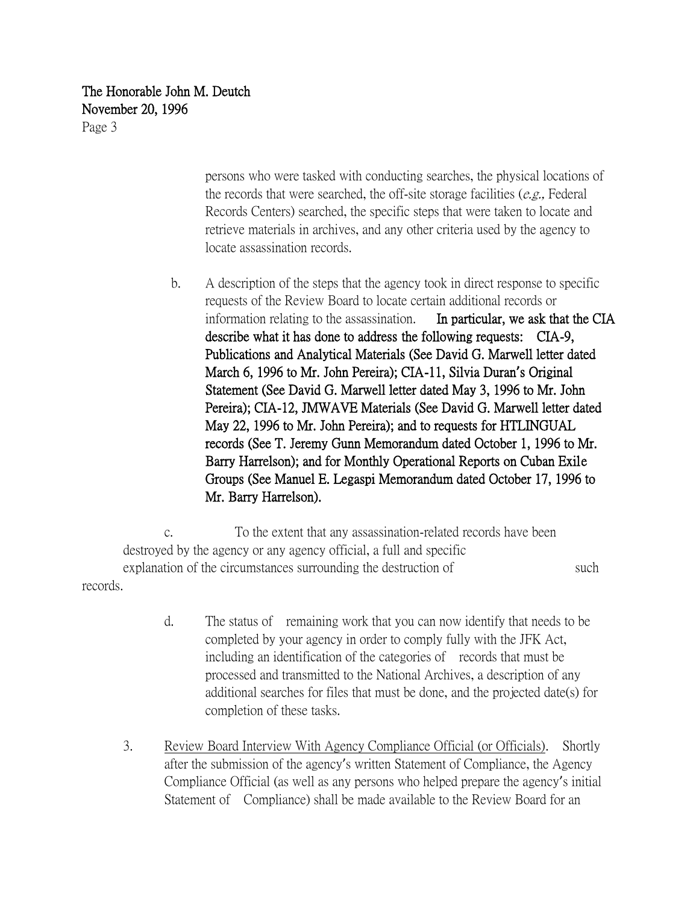persons who were tasked with conducting searches, the physical locations of the records that were searched, the off-site storage facilities (*e.g.,* Federal Records Centers) searched, the specific steps that were taken to locate and retrieve materials in archives, and any other criteria used by the agency to locate assassination records.

b. A description of the steps that the agency took in direct response to specific requests of the Review Board to locate certain additional records or information relating to the assassination. **In particular, we ask that the CIA describe what it has done to address the following requests: CIA-9, Publications and Analytical Materials (See David G. Marwell letter dated March 6, 1996 to Mr. John Pereira); CIA-11, Silvia Duran's Original Statement (See David G. Marwell letter dated May 3, 1996 to Mr. John Pereira); CIA-12, JMWAVE Materials (See David G. Marwell letter dated May 22, 1996 to Mr. John Pereira); and to requests for HTLINGUAL records (See T. Jeremy Gunn Memorandum dated October 1, 1996 to Mr. Barry Harrelson); and for Monthly Operational Reports on Cuban Exile Groups (See Manuel E. Legaspi Memorandum dated October 17, 1996 to Mr. Barry Harrelson).**

c. To the extent that any assassination-related records have been destroyed by the agency or any agency official, a full and specific explanation of the circumstances surrounding the destruction of such records.

d. The status of remaining work that you can now identify that needs to be completed by your agency in order to comply fully with the JFK Act, including an identification of the categories of records that must be processed and transmitted to the National Archives, a description of any additional searches for files that must be done, and the projected date(s) for completion of these tasks.

3. <u>Review Board Interview With Agency Compliance Official (or Officials)</u>. Shortly after the submission of the agency's written Statement of Compliance, the Agency Compliance Official (as well as any persons who helped prepare the agency's initial Statement of Compliance) shall be made available to the Review Board for an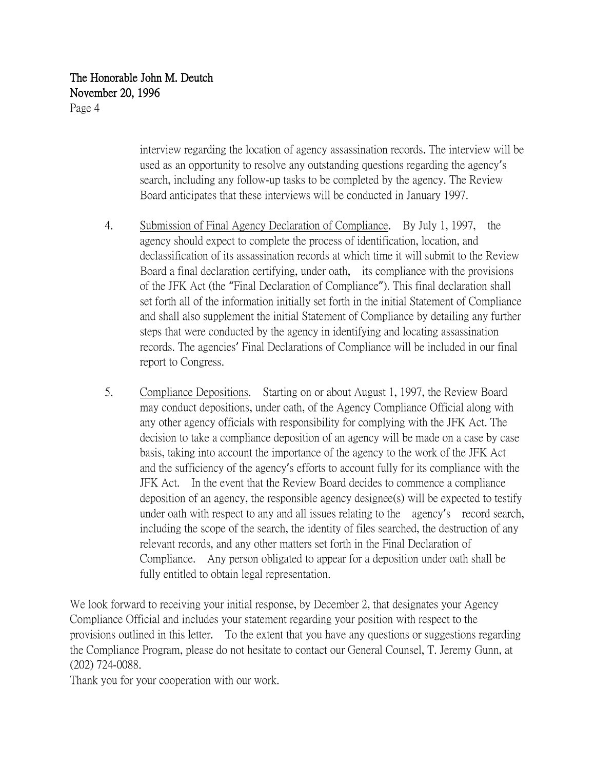interview regarding the location of agency assassination records. The interview will be used as an opportunity to resolve any outstanding questions regarding the agency's search, including any follow-up tasks to be completed by the agency. The Review Board anticipates that these interviews will be conducted in January 1997.

4. <u>Submission of Final Agency Declaration of Compliance</u>. By July 1, 1997, the agency should expect to complete the process of identification, location, and declassification of its assassination records at which time it will submit to the Review Board a final declaration certifying, under oath, its compliance with the provisions of the JFK Act (the "Final Declaration of Compliance"). This final declaration shall set forth all of the information initially set forth in the initial Statement of Compliance and shall also supplement the initial Statement of Compliance by detailing any further steps that were conducted by the agency in identifying and locating assassination records. The agencies' Final Declarations of Compliance will be included in our final report to Congress.

5. <u>Compliance Depositions</u>. Starting on or about August 1, 1997, the Review Board may conduct depositions, under oath, of the Agency Compliance Official along with any other agency officials with responsibility for complying with the JFK Act. The decision to take a compliance deposition of an agency will be made on a case by case basis, taking into account the importance of the agency to the work of the JFK Act and the sufficiency of the agency's efforts to account fully for its compliance with the JFK Act. In the event that the Review Board decides to commence a compliance deposition of an agency, the responsible agency designee(s) will be expected to testify under oath with respect to any and all issues relating to the agency's record search, including the scope of the search, the identity of files searched, the destruction of any relevant records, and any other matters set forth in the Final Declaration of Compliance. Any person obligated to appear for a deposition under oath shall be fully entitled to obtain legal representation.

We look forward to receiving your initial response, by December 2, that designates your Agency Compliance Official and includes your statement regarding your position with respect to the provisions outlined in this letter. To the extent that you have any questions or suggestions regarding the Compliance Program, please do not hesitate to contact our General Counsel, T. Jeremy Gunn, at (202) 724-0088.

Thank you for your cooperation with our work.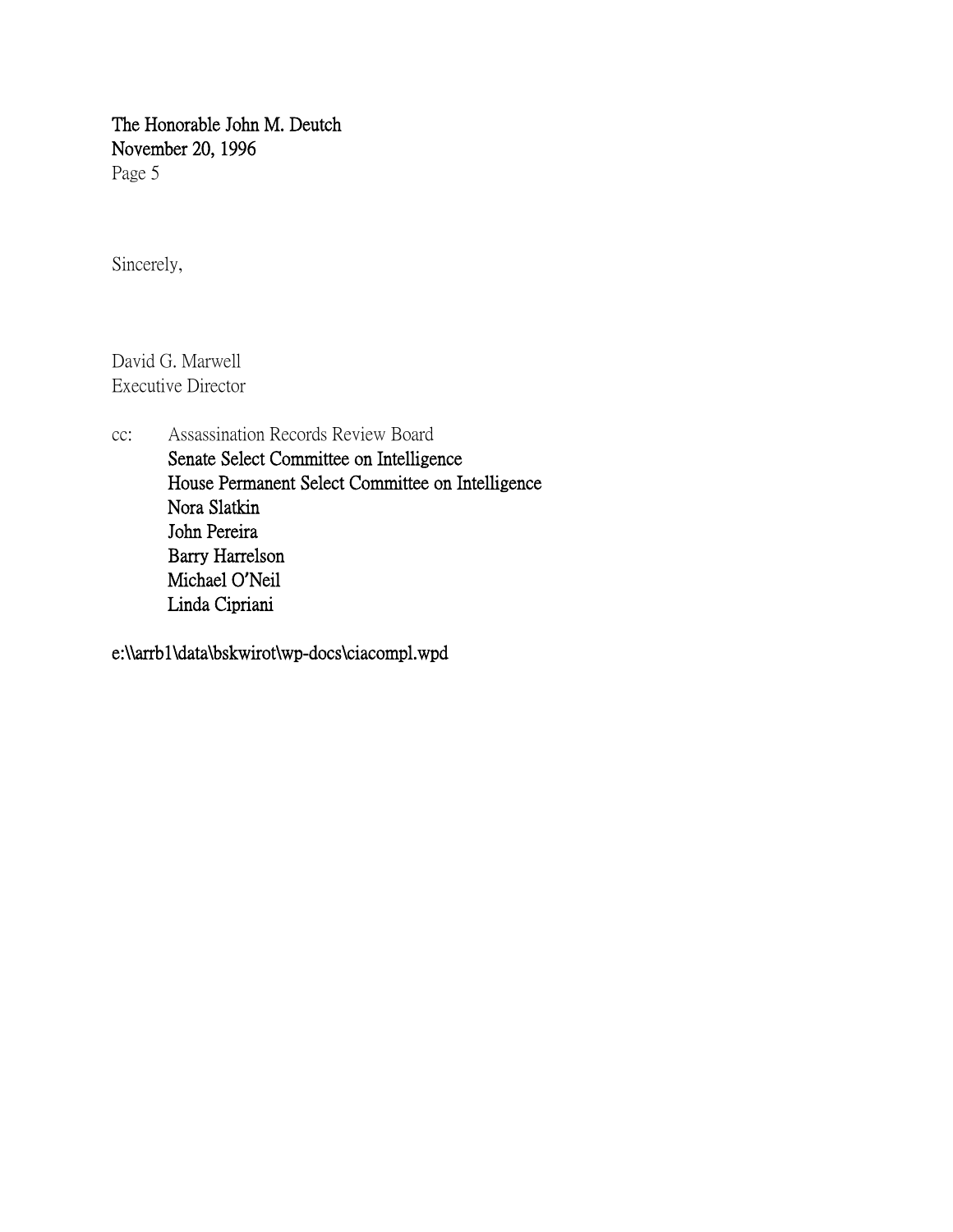Sincerely,

David G. Marwell
Executive Director

cc: Assassination Records Review Board
Senate Select Committee on Intelligence
House Permanent Select Committee on Intelligence
Nora Slatkin
John Pereira
Barry Harrelson
Michael O'Neil
Linda Cipriani

e:\\arrb1\data\bskwirot\wp-docs\ciacompl.wpd